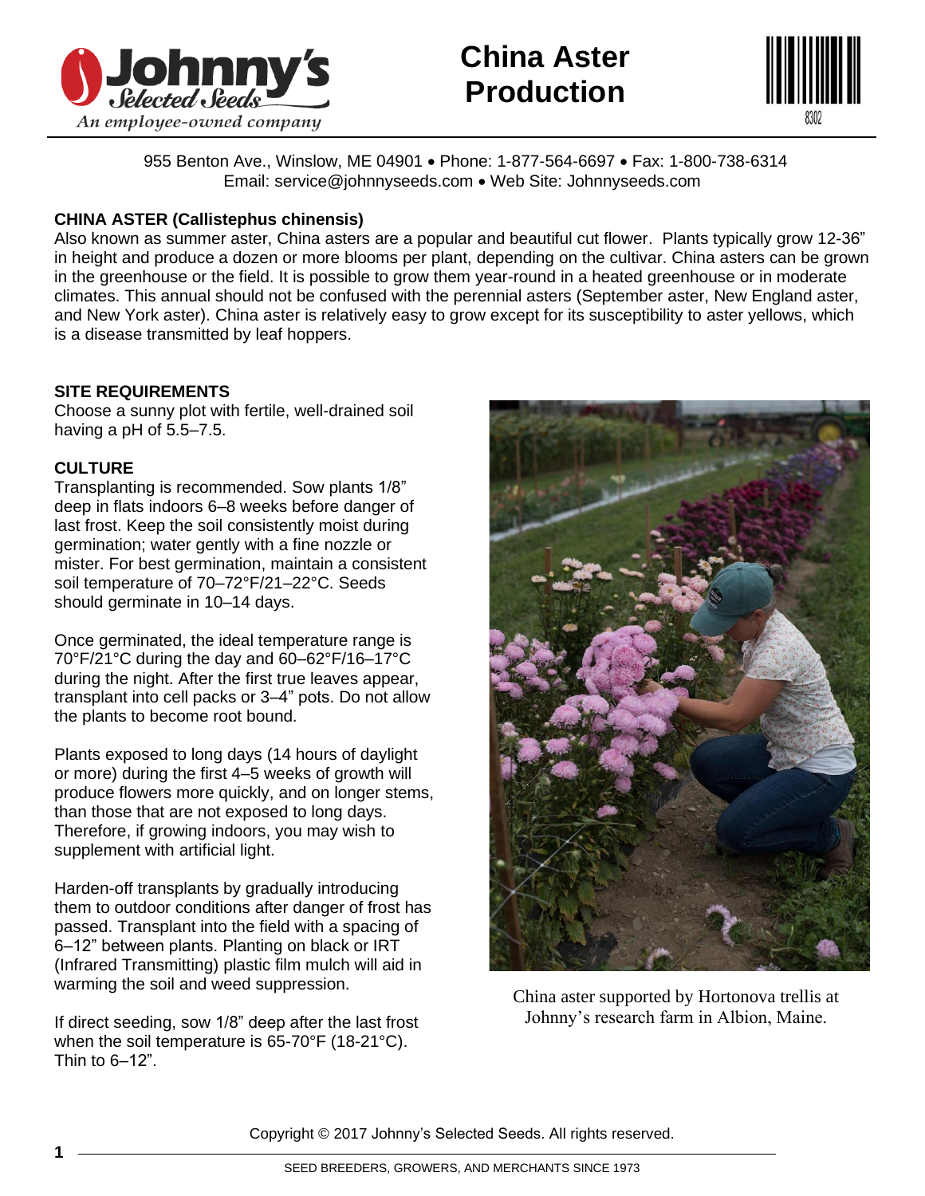# China Aster Production

955 Benton Ave., Winslow, ME 04901 • Phone: 1-877-564-6697 • Fax: 1-800-738-6314
Email: service@johnnyseeds.com • Web Site: Johnnyseeds.com

## CHINA ASTER (Callistephus chinensis)

Also known as summer aster, China asters are a popular and beautiful cut flower. Plants typically grow 12-36" in height and produce a dozen or more blooms per plant, depending on the cultivar. China asters can be grown in the greenhouse or the field. It is possible to grow them year-round in a heated greenhouse or in moderate climates. This annual should not be confused with the perennial asters (September aster, New England aster, and New York aster). China aster is relatively easy to grow except for its susceptibility to aster yellows, which is a disease transmitted by leaf hoppers.

## SITE REQUIREMENTS

Choose a sunny plot with fertile, well-drained soil having a pH of 5.5–7.5.

## CULTURE

Transplanting is recommended. Sow plants 1/8" deep in flats indoors 6–8 weeks before danger of last frost. Keep the soil consistently moist during germination; water gently with a fine nozzle or mister. For best germination, maintain a consistent soil temperature of 70–72°F/21–22°C. Seeds should germinate in 10–14 days.

Once germinated, the ideal temperature range is 70°F/21°C during the day and 60–62°F/16–17°C during the night. After the first true leaves appear, transplant into cell packs or 3–4" pots. Do not allow the plants to become root bound.

Plants exposed to long days (14 hours of daylight or more) during the first 4–5 weeks of growth will produce flowers more quickly, and on longer stems, than those that are not exposed to long days. Therefore, if growing indoors, you may wish to supplement with artificial light.

Harden-off transplants by gradually introducing them to outdoor conditions after danger of frost has passed. Transplant into the field with a spacing of 6–12" between plants. Planting on black or IRT (Infrared Transmitting) plastic film mulch will aid in warming the soil and weed suppression.

If direct seeding, sow 1/8" deep after the last frost when the soil temperature is 65-70°F (18-21°C). Thin to 6–12".

China aster supported by Hortonova trellis at Johnny's research farm in Albion, Maine.

Copyright © 2017 Johnny's Selected Seeds. All rights reserved.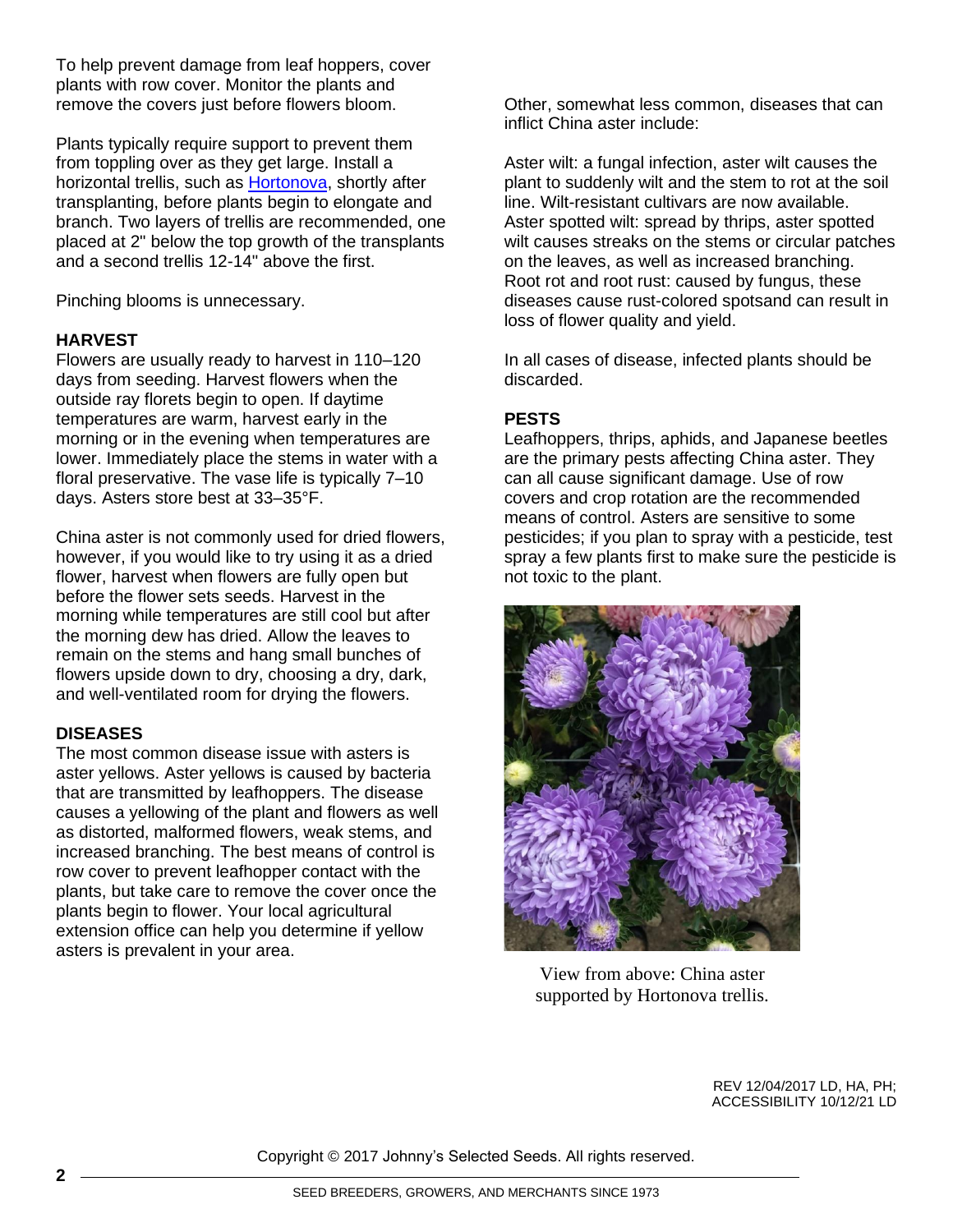To help prevent damage from leaf hoppers, cover plants with row cover. Monitor the plants and remove the covers just before flowers bloom.

Plants typically require support to prevent them from toppling over as they get large. Install a horizontal trellis, such as Hortonova, shortly after transplanting, before plants begin to elongate and branch. Two layers of trellis are recommended, one placed at 2" below the top growth of the transplants and a second trellis 12-14" above the first.

Pinching blooms is unnecessary.

## HARVEST

Flowers are usually ready to harvest in 110–120 days from seeding. Harvest flowers when the outside ray florets begin to open. If daytime temperatures are warm, harvest early in the morning or in the evening when temperatures are lower. Immediately place the stems in water with a floral preservative. The vase life is typically 7–10 days. Asters store best at 33–35°F.

China aster is not commonly used for dried flowers, however, if you would like to try using it as a dried flower, harvest when flowers are fully open but before the flower sets seeds. Harvest in the morning while temperatures are still cool but after the morning dew has dried. Allow the leaves to remain on the stems and hang small bunches of flowers upside down to dry, choosing a dry, dark, and well-ventilated room for drying the flowers.

## DISEASES

The most common disease issue with asters is aster yellows. Aster yellows is caused by bacteria that are transmitted by leafhoppers. The disease causes a yellowing of the plant and flowers as well as distorted, malformed flowers, weak stems, and increased branching. The best means of control is row cover to prevent leafhopper contact with the plants, but take care to remove the cover once the plants begin to flower. Your local agricultural extension office can help you determine if yellow asters is prevalent in your area.

Other, somewhat less common, diseases that can inflict China aster include:

Aster wilt: a fungal infection, aster wilt causes the plant to suddenly wilt and the stem to rot at the soil line. Wilt-resistant cultivars are now available.
Aster spotted wilt: spread by thrips, aster spotted wilt causes streaks on the stems or circular patches on the leaves, as well as increased branching.
Root rot and root rust: caused by fungus, these diseases cause rust-colored spotsand can result in loss of flower quality and yield.

In all cases of disease, infected plants should be discarded.

## PESTS

Leafhoppers, thrips, aphids, and Japanese beetles are the primary pests affecting China aster. They can all cause significant damage. Use of row covers and crop rotation are the recommended means of control. Asters are sensitive to some pesticides; if you plan to spray with a pesticide, test spray a few plants first to make sure the pesticide is not toxic to the plant.

View from above: China aster supported by Hortonova trellis.

REV 12/04/2017 LD, HA, PH; ACCESSIBILITY 10/12/21 LD

Copyright © 2017 Johnny's Selected Seeds. All rights reserved.

SEED BREEDERS, GROWERS, AND MERCHANTS SINCE 1973